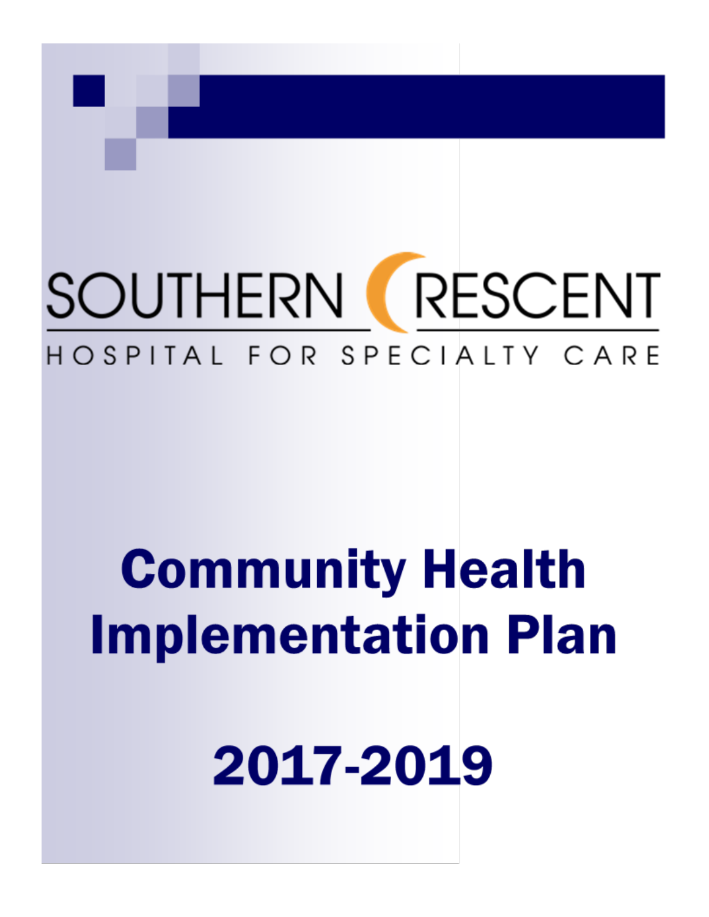SOUTHERN CRESCENT

HOSPITAL FOR SPECIALTY CARE

# Community Health Implementation Plan

# 2017-2019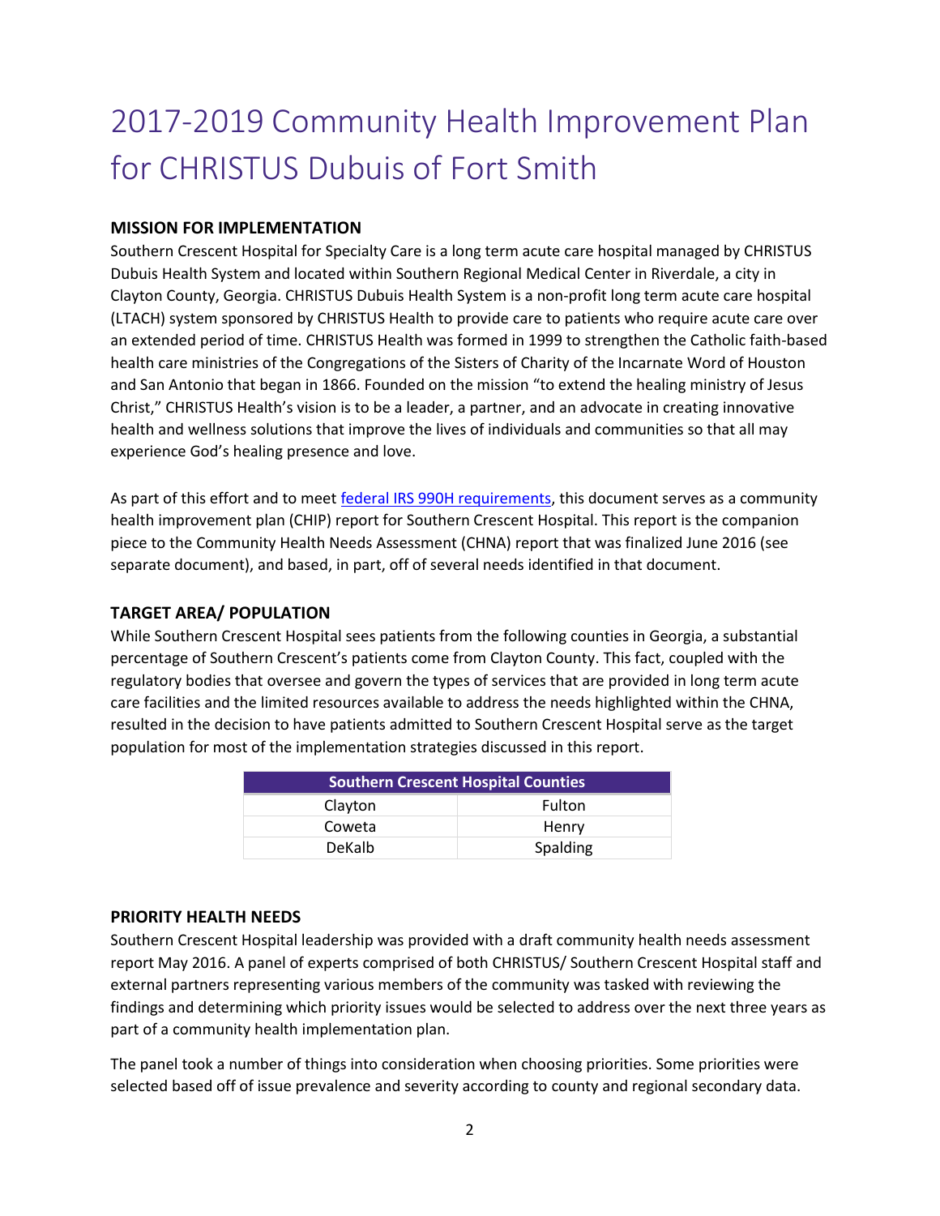# 2017-2019 Community Health Improvement Plan for CHRISTUS Dubuis of Fort Smith

**MISSION FOR IMPLEMENTATION**

Southern Crescent Hospital for Specialty Care is a long term acute care hospital managed by CHRISTUS Dubuis Health System and located within Southern Regional Medical Center in Riverdale, a city in Clayton County, Georgia. CHRISTUS Dubuis Health System is a non-profit long term acute care hospital (LTACH) system sponsored by CHRISTUS Health to provide care to patients who require acute care over an extended period of time. CHRISTUS Health was formed in 1999 to strengthen the Catholic faith-based health care ministries of the Congregations of the Sisters of Charity of the Incarnate Word of Houston and San Antonio that began in 1866. Founded on the mission "to extend the healing ministry of Jesus Christ," CHRISTUS Health's vision is to be a leader, a partner, and an advocate in creating innovative health and wellness solutions that improve the lives of individuals and communities so that all may experience God's healing presence and love.

As part of this effort and to meet federal IRS 990H requirements, this document serves as a community health improvement plan (CHIP) report for Southern Crescent Hospital. This report is the companion piece to the Community Health Needs Assessment (CHNA) report that was finalized June 2016 (see separate document), and based, in part, off of several needs identified in that document.

**TARGET AREA/ POPULATION**

While Southern Crescent Hospital sees patients from the following counties in Georgia, a substantial percentage of Southern Crescent's patients come from Clayton County. This fact, coupled with the regulatory bodies that oversee and govern the types of services that are provided in long term acute care facilities and the limited resources available to address the needs highlighted within the CHNA, resulted in the decision to have patients admitted to Southern Crescent Hospital serve as the target population for most of the implementation strategies discussed in this report.

| Southern Crescent Hospital Counties | |
|---|---|
| Clayton | Fulton |
| Coweta | Henry |
| DeKalb | Spalding |

**PRIORITY HEALTH NEEDS**

Southern Crescent Hospital leadership was provided with a draft community health needs assessment report May 2016. A panel of experts comprised of both CHRISTUS/ Southern Crescent Hospital staff and external partners representing various members of the community was tasked with reviewing the findings and determining which priority issues would be selected to address over the next three years as part of a community health implementation plan.

The panel took a number of things into consideration when choosing priorities. Some priorities were selected based off of issue prevalence and severity according to county and regional secondary data.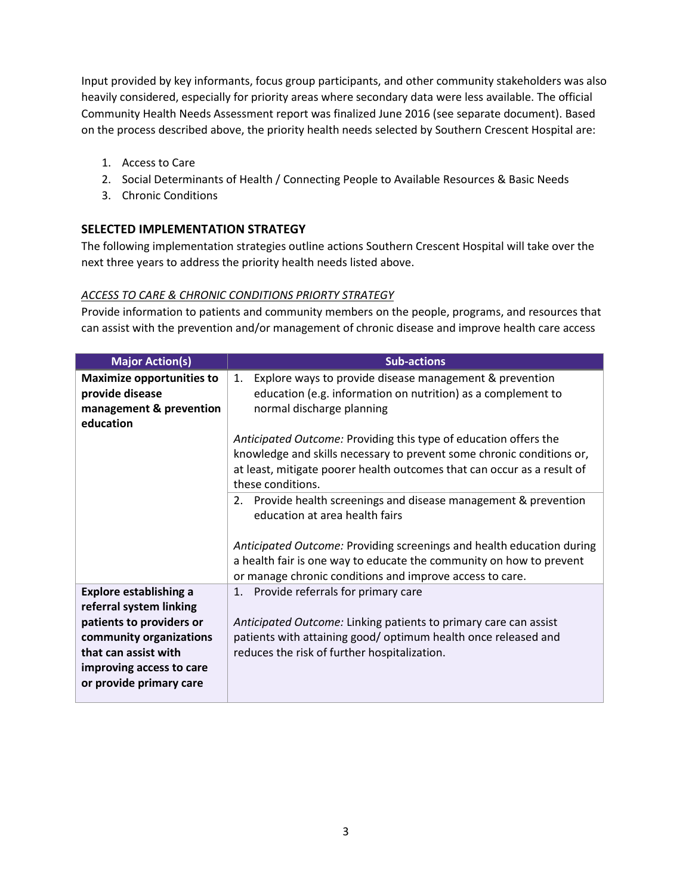Input provided by key informants, focus group participants, and other community stakeholders was also heavily considered, especially for priority areas where secondary data were less available. The official Community Health Needs Assessment report was finalized June 2016 (see separate document). Based on the process described above, the priority health needs selected by Southern Crescent Hospital are:

1. Access to Care
2. Social Determinants of Health / Connecting People to Available Resources & Basic Needs
3. Chronic Conditions

## SELECTED IMPLEMENTATION STRATEGY

The following implementation strategies outline actions Southern Crescent Hospital will take over the next three years to address the priority health needs listed above.

### *ACCESS TO CARE & CHRONIC CONDITIONS PRIORTY STRATEGY*

Provide information to patients and community members on the people, programs, and resources that can assist with the prevention and/or management of chronic disease and improve health care access

| Major Action(s) | Sub-actions |
|---|---|
| **Maximize opportunities to provide disease management & prevention education** | 1. Explore ways to provide disease management & prevention education (e.g. information on nutrition) as a complement to normal discharge planning<br><br>*Anticipated Outcome:* Providing this type of education offers the knowledge and skills necessary to prevent some chronic conditions or, at least, mitigate poorer health outcomes that can occur as a result of these conditions. |
| | 2. Provide health screenings and disease management & prevention education at area health fairs<br><br>*Anticipated Outcome:* Providing screenings and health education during a health fair is one way to educate the community on how to prevent or manage chronic conditions and improve access to care. |
| **Explore establishing a referral system linking patients to providers or community organizations that can assist with improving access to care or provide primary care** | 1. Provide referrals for primary care<br><br>*Anticipated Outcome:* Linking patients to primary care can assist patients with attaining good/ optimum health once released and reduces the risk of further hospitalization. |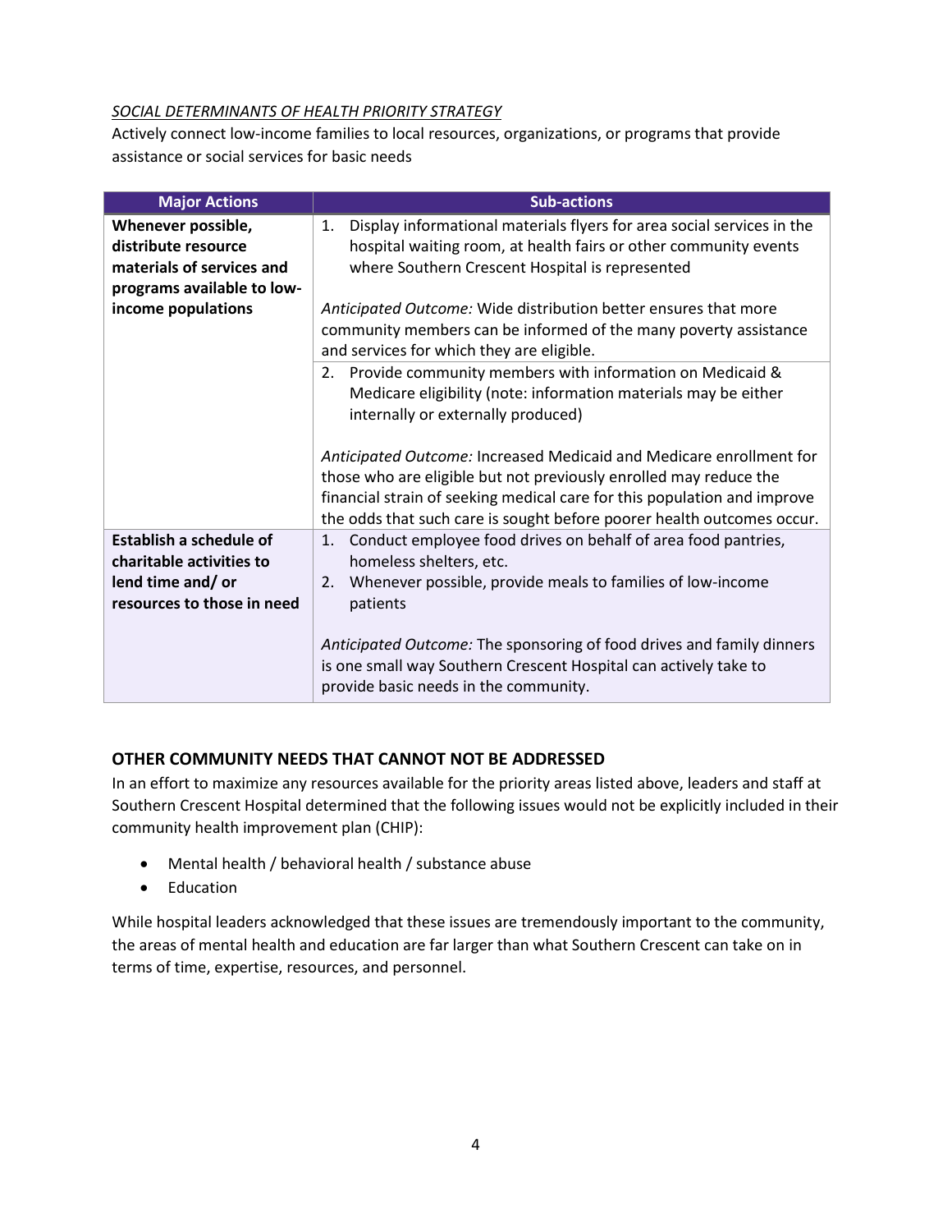*SOCIAL DETERMINANTS OF HEALTH PRIORITY STRATEGY*

Actively connect low-income families to local resources, organizations, or programs that provide assistance or social services for basic needs

| Major Actions | Sub-actions |
|---|---|
| **Whenever possible, distribute resource materials of services and programs available to low-income populations** | 1. Display informational materials flyers for area social services in the hospital waiting room, at health fairs or other community events where Southern Crescent Hospital is represented<br><br>*Anticipated Outcome:* Wide distribution better ensures that more community members can be informed of the many poverty assistance and services for which they are eligible. |
| | 2. Provide community members with information on Medicaid & Medicare eligibility (note: information materials may be either internally or externally produced)<br><br>*Anticipated Outcome:* Increased Medicaid and Medicare enrollment for those who are eligible but not previously enrolled may reduce the financial strain of seeking medical care for this population and improve the odds that such care is sought before poorer health outcomes occur. |
| **Establish a schedule of charitable activities to lend time and/ or resources to those in need** | 1. Conduct employee food drives on behalf of area food pantries, homeless shelters, etc.<br>2. Whenever possible, provide meals to families of low-income patients<br><br>*Anticipated Outcome:* The sponsoring of food drives and family dinners is one small way Southern Crescent Hospital can actively take to provide basic needs in the community. |

## OTHER COMMUNITY NEEDS THAT CANNOT NOT BE ADDRESSED

In an effort to maximize any resources available for the priority areas listed above, leaders and staff at Southern Crescent Hospital determined that the following issues would not be explicitly included in their community health improvement plan (CHIP):

- Mental health / behavioral health / substance abuse
- Education

While hospital leaders acknowledged that these issues are tremendously important to the community, the areas of mental health and education are far larger than what Southern Crescent can take on in terms of time, expertise, resources, and personnel.